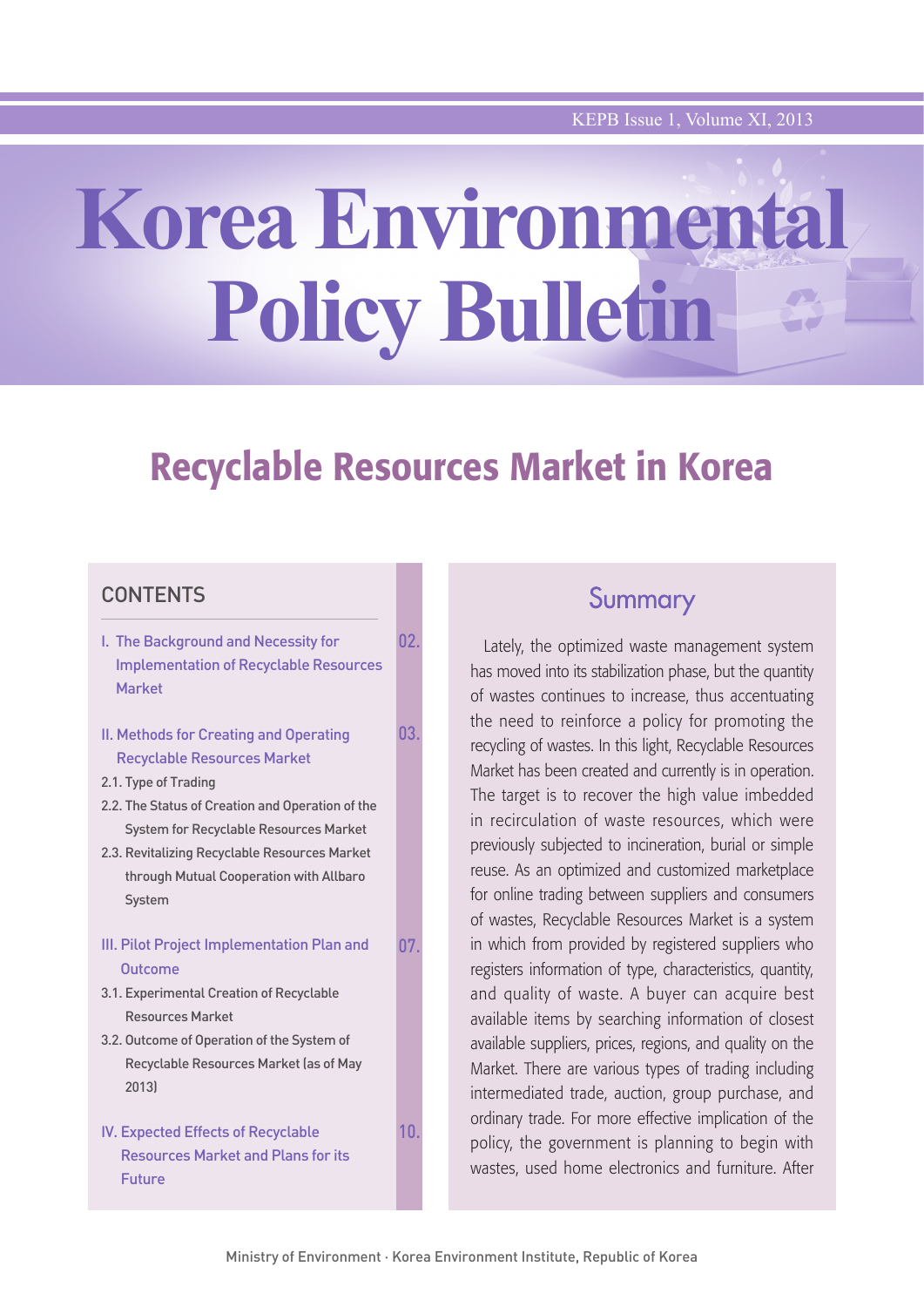# Korea Environmental Policy Bulletin

## Recyclable Resources Market in Korea

### CONTENTS

I. The Background and Necessity for Implementation of Recyclable Resources Market — 02.

II. Methods for Creating and Operating Recyclable Resources Market — 03.

2.1. Type of Trading

2.2. The Status of Creation and Operation of the System for Recyclable Resources Market

2.3. Revitalizing Recyclable Resources Market through Mutual Cooperation with Allbaro System

III. Pilot Project Implementation Plan and Outcome — 07.

3.1. Experimental Creation of Recyclable Resources Market

3.2. Outcome of Operation of the System of Recyclable Resources Market (as of May 2013)

IV. Expected Effects of Recyclable Resources Market and Plans for its Future — 10.

### Summary

Lately, the optimized waste management system has moved into its stabilization phase, but the quantity of wastes continues to increase, thus accentuating the need to reinforce a policy for promoting the recycling of wastes. In this light, Recyclable Resources Market has been created and currently is in operation. The target is to recover the high value imbedded in recirculation of waste resources, which were previously subjected to incineration, burial or simple reuse. As an optimized and customized marketplace for online trading between suppliers and consumers of wastes, Recyclable Resources Market is a system in which from provided by registered suppliers who registers information of type, characteristics, quantity, and quality of waste. A buyer can acquire best available items by searching information of closest available suppliers, prices, regions, and quality on the Market. There are various types of trading including intermediated trade, auction, group purchase, and ordinary trade. For more effective implication of the policy, the government is planning to begin with wastes, used home electronics and furniture. After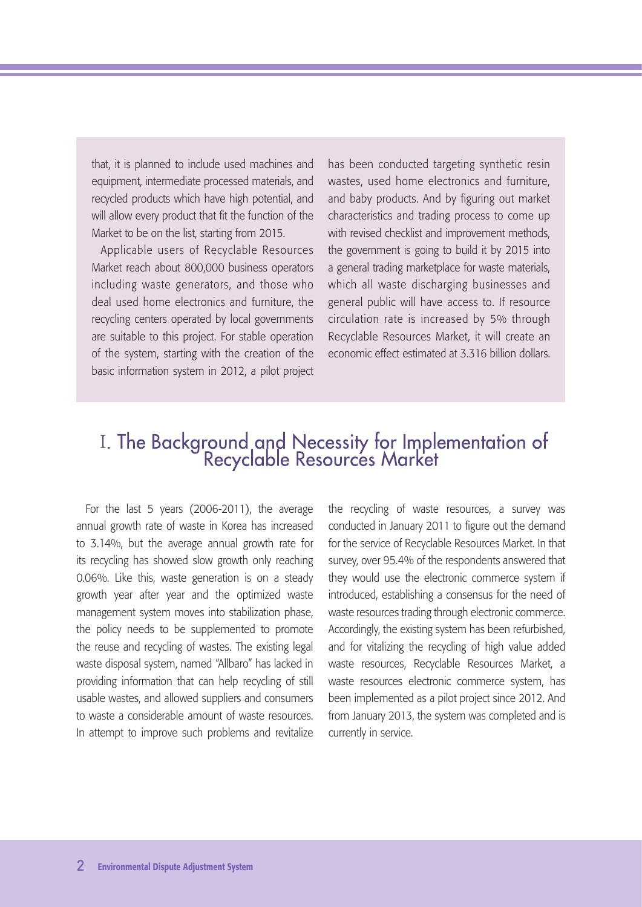that, it is planned to include used machines and equipment, intermediate processed materials, and recycled products which have high potential, and will allow every product that fit the function of the Market to be on the list, starting from 2015.

Applicable users of Recyclable Resources Market reach about 800,000 business operators including waste generators, and those who deal used home electronics and furniture, the recycling centers operated by local governments are suitable to this project. For stable operation of the system, starting with the creation of the basic information system in 2012, a pilot project has been conducted targeting synthetic resin wastes, used home electronics and furniture, and baby products. And by figuring out market characteristics and trading process to come up with revised checklist and improvement methods, the government is going to build it by 2015 into a general trading marketplace for waste materials, which all waste discharging businesses and general public will have access to. If resource circulation rate is increased by 5% through Recyclable Resources Market, it will create an economic effect estimated at 3.316 billion dollars.

# I. The Background and Necessity for Implementation of Recyclable Resources Market

For the last 5 years (2006-2011), the average annual growth rate of waste in Korea has increased to 3.14%, but the average annual growth rate for its recycling has showed slow growth only reaching 0.06%. Like this, waste generation is on a steady growth year after year and the optimized waste management system moves into stabilization phase, the policy needs to be supplemented to promote the reuse and recycling of wastes. The existing legal waste disposal system, named "Allbaro" has lacked in providing information that can help recycling of still usable wastes, and allowed suppliers and consumers to waste a considerable amount of waste resources. In attempt to improve such problems and revitalize the recycling of waste resources, a survey was conducted in January 2011 to figure out the demand for the service of Recyclable Resources Market. In that survey, over 95.4% of the respondents answered that they would use the electronic commerce system if introduced, establishing a consensus for the need of waste resources trading through electronic commerce. Accordingly, the existing system has been refurbished, and for vitalizing the recycling of high value added waste resources, Recyclable Resources Market, a waste resources electronic commerce system, has been implemented as a pilot project since 2012. And from January 2013, the system was completed and is currently in service.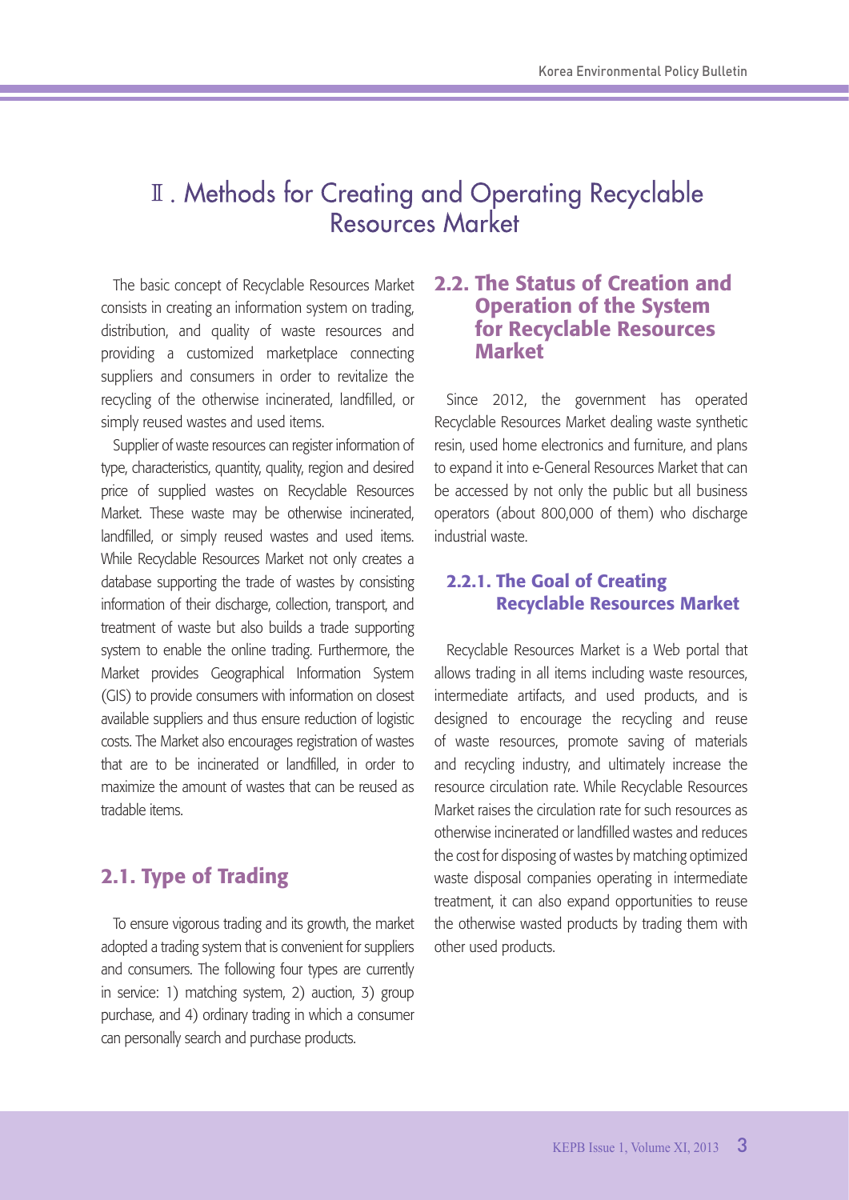# Ⅱ. Methods for Creating and Operating Recyclable Resources Market

The basic concept of Recyclable Resources Market consists in creating an information system on trading, distribution, and quality of waste resources and providing a customized marketplace connecting suppliers and consumers in order to revitalize the recycling of the otherwise incinerated, landfilled, or simply reused wastes and used items.

Supplier of waste resources can register information of type, characteristics, quantity, quality, region and desired price of supplied wastes on Recyclable Resources Market. These waste may be otherwise incinerated, landfilled, or simply reused wastes and used items. While Recyclable Resources Market not only creates a database supporting the trade of wastes by consisting information of their discharge, collection, transport, and treatment of waste but also builds a trade supporting system to enable the online trading. Furthermore, the Market provides Geographical Information System (GIS) to provide consumers with information on closest available suppliers and thus ensure reduction of logistic costs. The Market also encourages registration of wastes that are to be incinerated or landfilled, in order to maximize the amount of wastes that can be reused as tradable items.

## 2.1. Type of Trading

To ensure vigorous trading and its growth, the market adopted a trading system that is convenient for suppliers and consumers. The following four types are currently in service: 1) matching system, 2) auction, 3) group purchase, and 4) ordinary trading in which a consumer can personally search and purchase products.

## 2.2. The Status of Creation and Operation of the System for Recyclable Resources Market

Since 2012, the government has operated Recyclable Resources Market dealing waste synthetic resin, used home electronics and furniture, and plans to expand it into e-General Resources Market that can be accessed by not only the public but all business operators (about 800,000 of them) who discharge industrial waste.

### 2.2.1. The Goal of Creating Recyclable Resources Market

Recyclable Resources Market is a Web portal that allows trading in all items including waste resources, intermediate artifacts, and used products, and is designed to encourage the recycling and reuse of waste resources, promote saving of materials and recycling industry, and ultimately increase the resource circulation rate. While Recyclable Resources Market raises the circulation rate for such resources as otherwise incinerated or landfilled wastes and reduces the cost for disposing of wastes by matching optimized waste disposal companies operating in intermediate treatment, it can also expand opportunities to reuse the otherwise wasted products by trading them with other used products.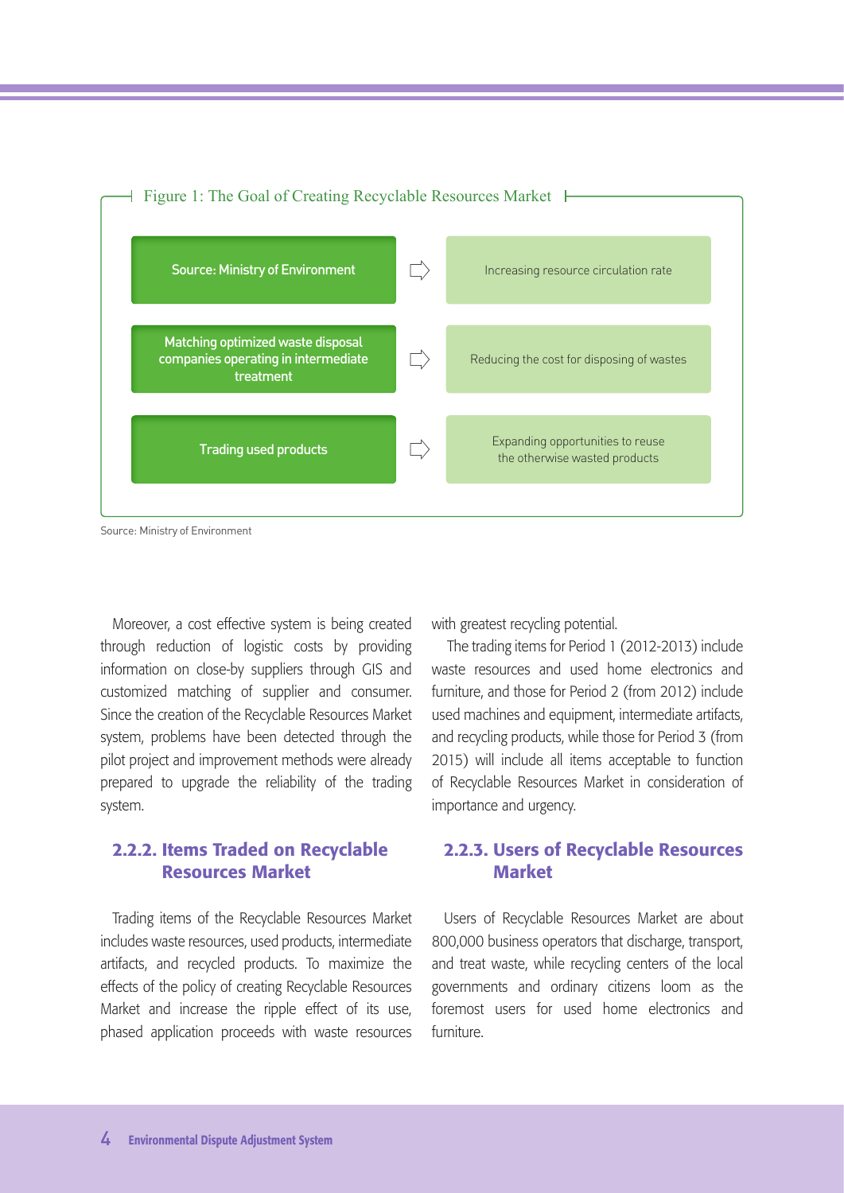Figure 1: The Goal of Creating Recyclable Resources Market

| | | |
|---|---|---|
| Source: Ministry of Environment | ⇨ | Increasing resource circulation rate |
| Matching optimized waste disposal companies operating in intermediate treatment | ⇨ | Reducing the cost for disposing of wastes |
| Trading used products | ⇨ | Expanding opportunities to reuse the otherwise wasted products |

Source: Ministry of Environment

Moreover, a cost effective system is being created through reduction of logistic costs by providing information on close-by suppliers through GIS and customized matching of supplier and consumer. Since the creation of the Recyclable Resources Market system, problems have been detected through the pilot project and improvement methods were already prepared to upgrade the reliability of the trading system.

### 2.2.2. Items Traded on Recyclable Resources Market

Trading items of the Recyclable Resources Market includes waste resources, used products, intermediate artifacts, and recycled products. To maximize the effects of the policy of creating Recyclable Resources Market and increase the ripple effect of its use, phased application proceeds with waste resources with greatest recycling potential.

The trading items for Period 1 (2012-2013) include waste resources and used home electronics and furniture, and those for Period 2 (from 2012) include used machines and equipment, intermediate artifacts, and recycling products, while those for Period 3 (from 2015) will include all items acceptable to function of Recyclable Resources Market in consideration of importance and urgency.

### 2.2.3. Users of Recyclable Resources Market

Users of Recyclable Resources Market are about 800,000 business operators that discharge, transport, and treat waste, while recycling centers of the local governments and ordinary citizens loom as the foremost users for used home electronics and furniture.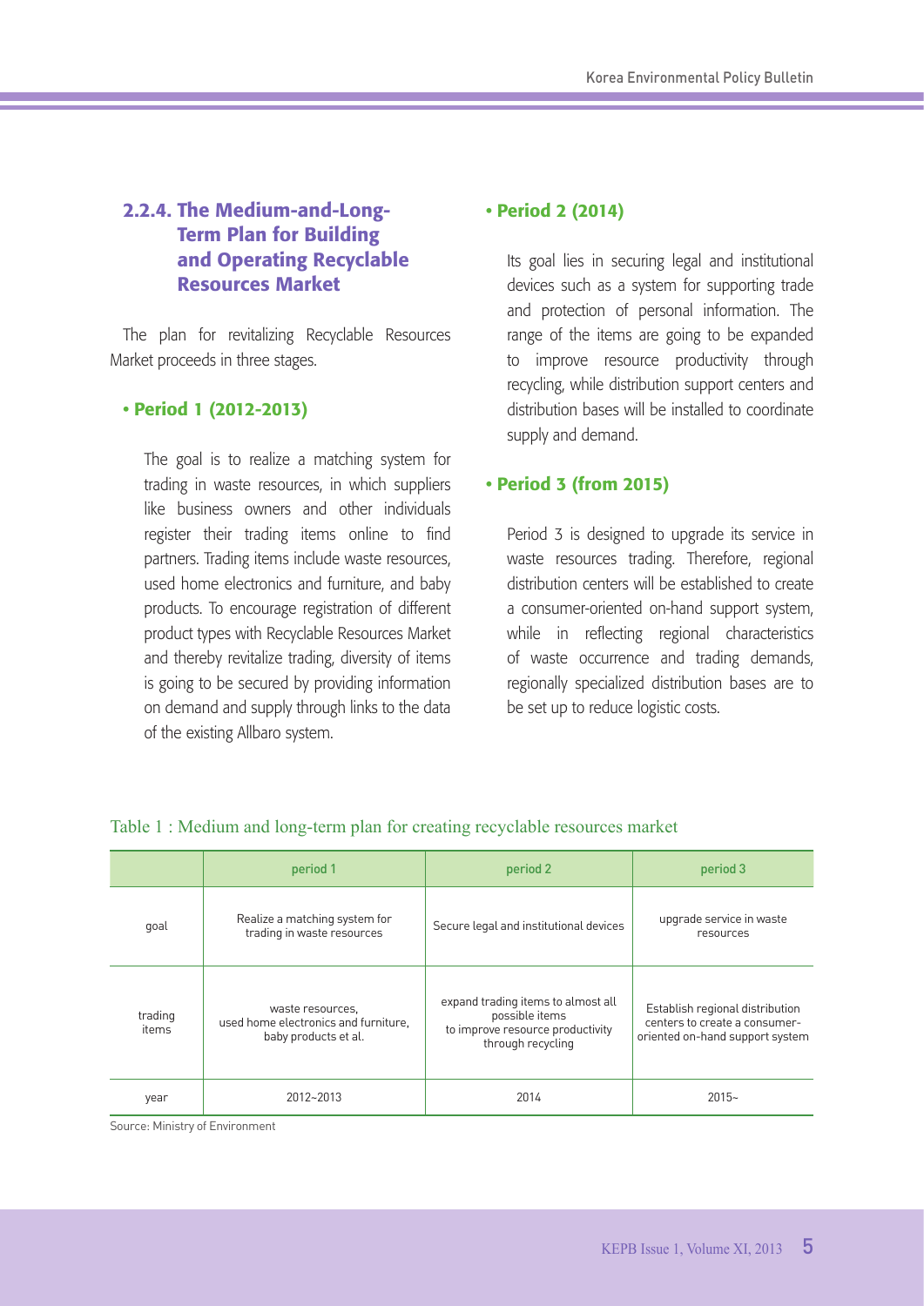### 2.2.4. The Medium-and-Long-Term Plan for Building and Operating Recyclable Resources Market

The plan for revitalizing Recyclable Resources Market proceeds in three stages.

**• Period 1 (2012-2013)**

The goal is to realize a matching system for trading in waste resources, in which suppliers like business owners and other individuals register their trading items online to find partners. Trading items include waste resources, used home electronics and furniture, and baby products. To encourage registration of different product types with Recyclable Resources Market and thereby revitalize trading, diversity of items is going to be secured by providing information on demand and supply through links to the data of the existing Allbaro system.

**• Period 2 (2014)**

Its goal lies in securing legal and institutional devices such as a system for supporting trade and protection of personal information. The range of the items are going to be expanded to improve resource productivity through recycling, while distribution support centers and distribution bases will be installed to coordinate supply and demand.

**• Period 3 (from 2015)**

Period 3 is designed to upgrade its service in waste resources trading. Therefore, regional distribution centers will be established to create a consumer-oriented on-hand support system, while in reflecting regional characteristics of waste occurrence and trading demands, regionally specialized distribution bases are to be set up to reduce logistic costs.

Table 1 : Medium and long-term plan for creating recyclable resources market

| | period 1 | period 2 | period 3 |
|---|---|---|---|
| goal | Realize a matching system for trading in waste resources | Secure legal and institutional devices | upgrade service in waste resources |
| trading items | waste resources, used home electronics and furniture, baby products et al. | expand trading items to almost all possible items to improve resource productivity through recycling | Establish regional distribution centers to create a consumer-oriented on-hand support system |
| year | 2012~2013 | 2014 | 2015~ |

Source: Ministry of Environment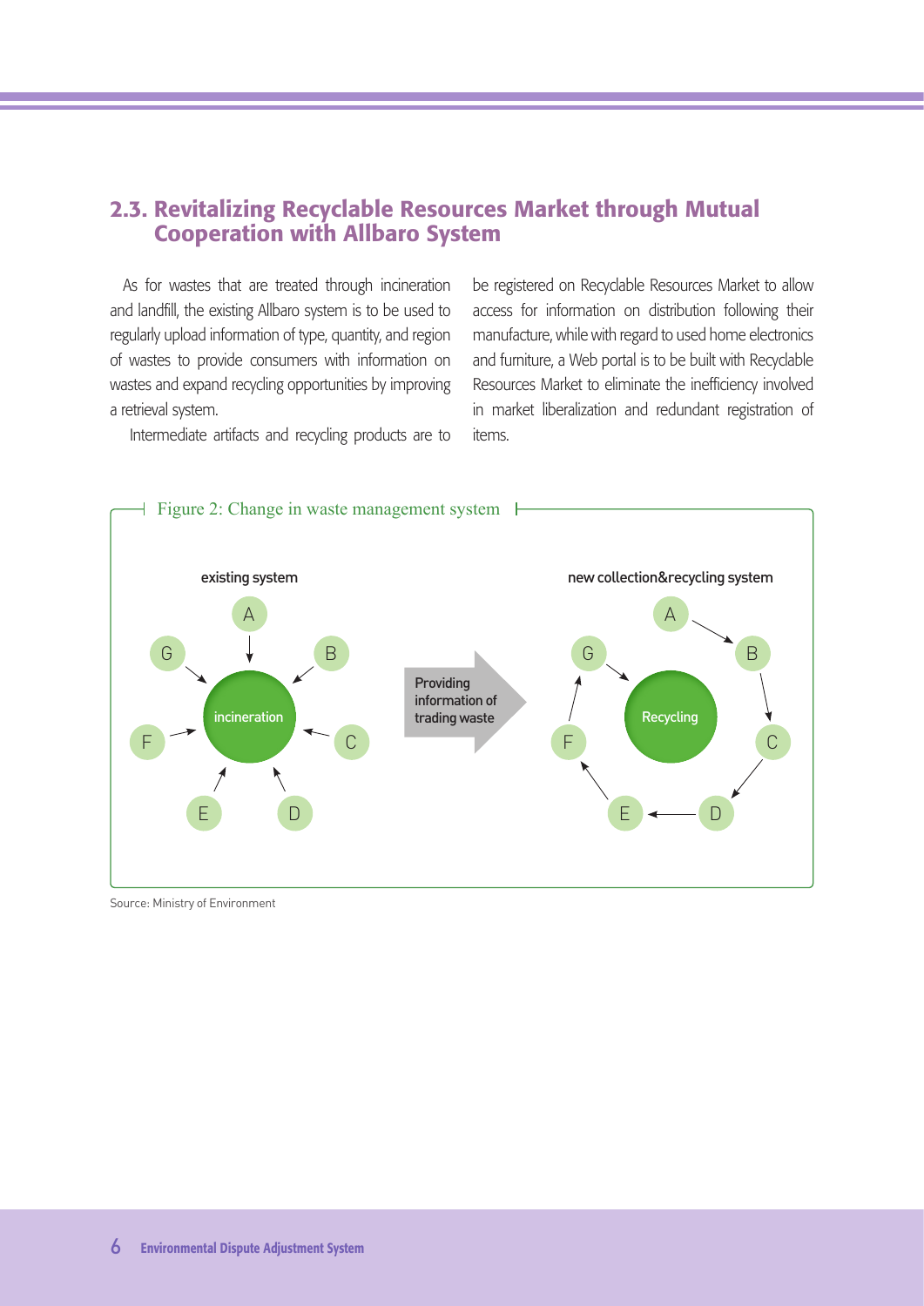## 2.3. Revitalizing Recyclable Resources Market through Mutual Cooperation with Allbaro System

As for wastes that are treated through incineration and landfill, the existing Allbaro system is to be used to regularly upload information of type, quantity, and region of wastes to provide consumers with information on wastes and expand recycling opportunities by improving a retrieval system.

Intermediate artifacts and recycling products are to be registered on Recyclable Resources Market to allow access for information on distribution following their manufacture, while with regard to used home electronics and furniture, a Web portal is to be built with Recyclable Resources Market to eliminate the inefficiency involved in market liberalization and redundant registration of items.

Figure 2: Change in waste management system

existing system

A, B, C, D, E, F, G → incineration

Providing information of trading waste

new collection&recycling system

A → B → C → D → E → F → G → Recycling

Source: Ministry of Environment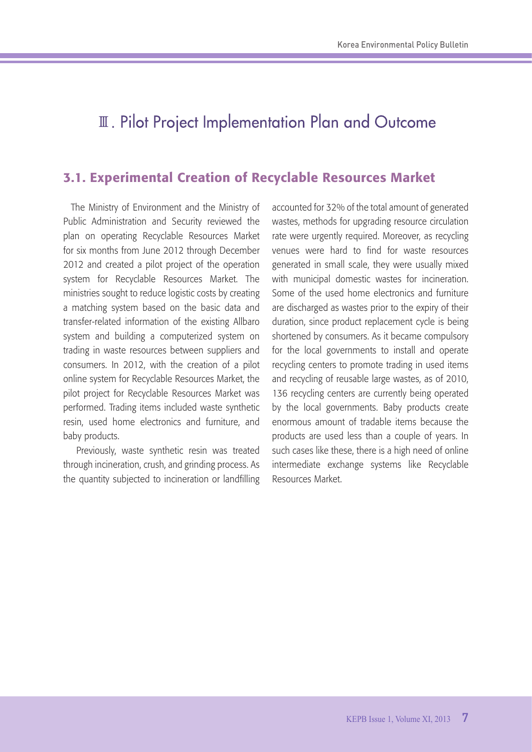# Ⅲ. Pilot Project Implementation Plan and Outcome

## 3.1. Experimental Creation of Recyclable Resources Market

The Ministry of Environment and the Ministry of Public Administration and Security reviewed the plan on operating Recyclable Resources Market for six months from June 2012 through December 2012 and created a pilot project of the operation system for Recyclable Resources Market. The ministries sought to reduce logistic costs by creating a matching system based on the basic data and transfer-related information of the existing Allbaro system and building a computerized system on trading in waste resources between suppliers and consumers. In 2012, with the creation of a pilot online system for Recyclable Resources Market, the pilot project for Recyclable Resources Market was performed. Trading items included waste synthetic resin, used home electronics and furniture, and baby products.

Previously, waste synthetic resin was treated through incineration, crush, and grinding process. As the quantity subjected to incineration or landfilling accounted for 32% of the total amount of generated wastes, methods for upgrading resource circulation rate were urgently required. Moreover, as recycling venues were hard to find for waste resources generated in small scale, they were usually mixed with municipal domestic wastes for incineration. Some of the used home electronics and furniture are discharged as wastes prior to the expiry of their duration, since product replacement cycle is being shortened by consumers. As it became compulsory for the local governments to install and operate recycling centers to promote trading in used items and recycling of reusable large wastes, as of 2010, 136 recycling centers are currently being operated by the local governments. Baby products create enormous amount of tradable items because the products are used less than a couple of years. In such cases like these, there is a high need of online intermediate exchange systems like Recyclable Resources Market.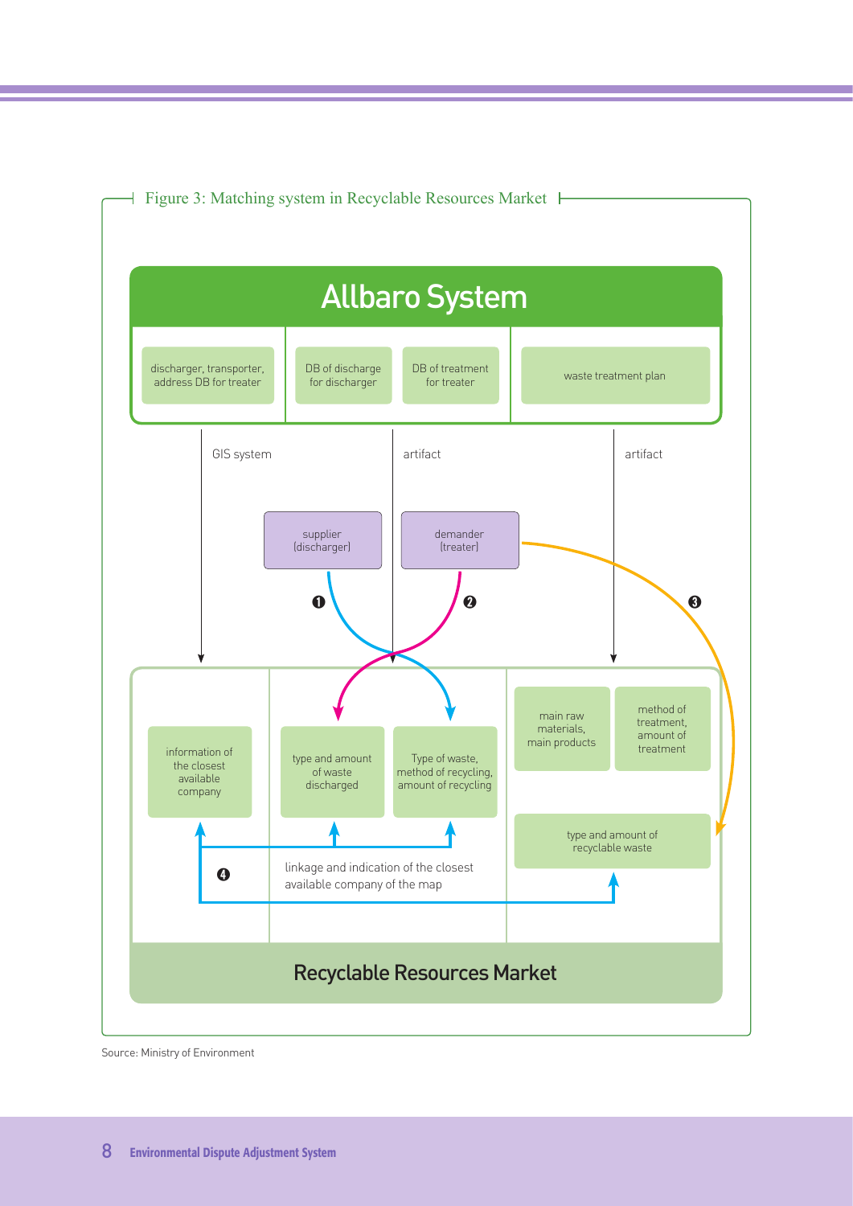Figure 3: Matching system in Recyclable Resources Market

**Allbaro System**

- discharger, transporter, address DB for treater
- DB of discharge for discharger
- DB of treatment for treater
- waste treatment plan

GIS system

artifact

artifact

supplier (discharger)

demander (treater)

❶ ❷ ❸

- information of the closest available company
- type and amount of waste discharged
- Type of waste, method of recycling, amount of recycling
- main raw materials, main products
- method of treatment, amount of treatment
- type and amount of recyclable waste

❹ linkage and indication of the closest available company of the map

**Recyclable Resources Market**

Source: Ministry of Environment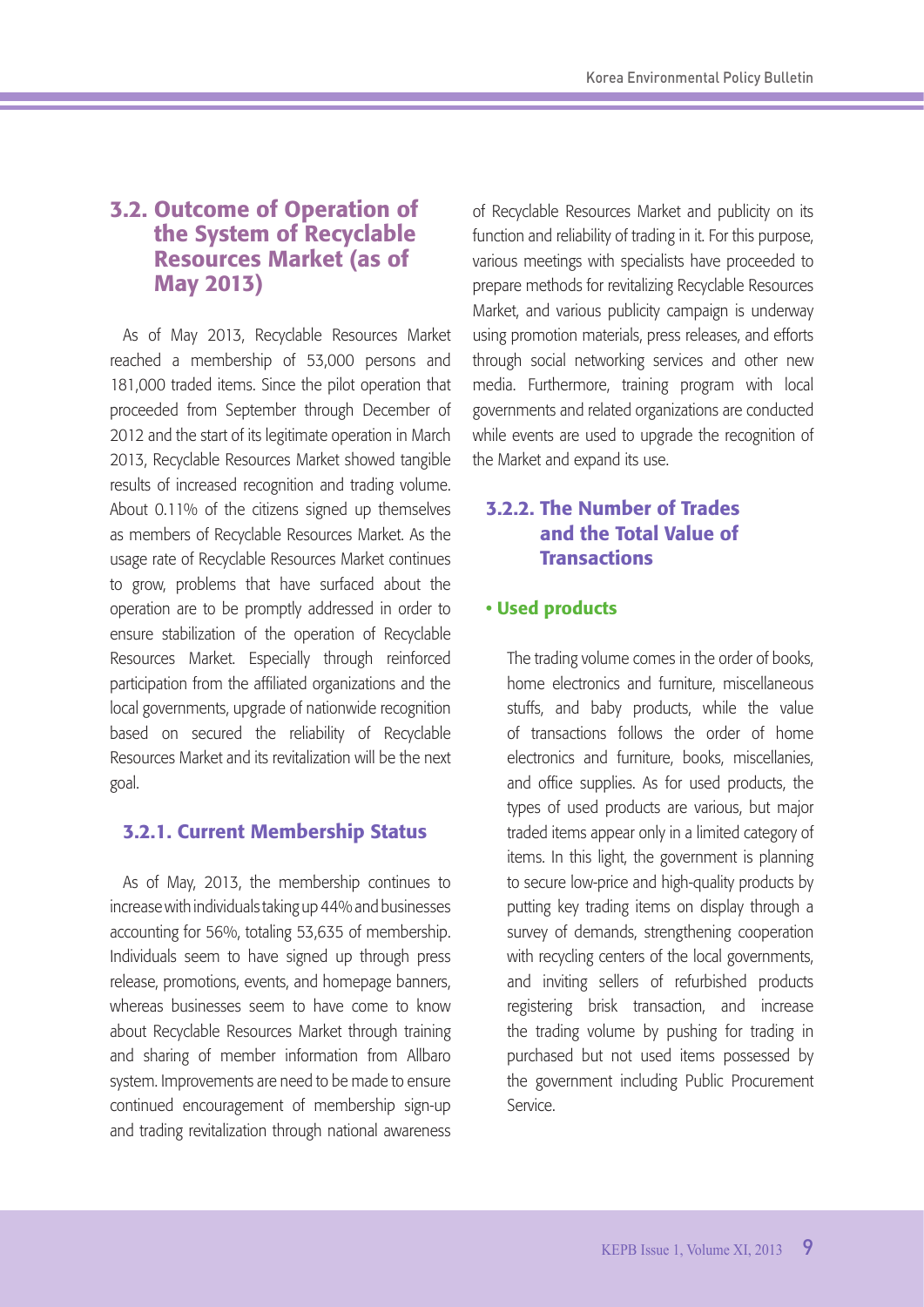## 3.2. Outcome of Operation of the System of Recyclable Resources Market (as of May 2013)

As of May 2013, Recyclable Resources Market reached a membership of 53,000 persons and 181,000 traded items. Since the pilot operation that proceeded from September through December of 2012 and the start of its legitimate operation in March 2013, Recyclable Resources Market showed tangible results of increased recognition and trading volume. About 0.11% of the citizens signed up themselves as members of Recyclable Resources Market. As the usage rate of Recyclable Resources Market continues to grow, problems that have surfaced about the operation are to be promptly addressed in order to ensure stabilization of the operation of Recyclable Resources Market. Especially through reinforced participation from the affiliated organizations and the local governments, upgrade of nationwide recognition based on secured the reliability of Recyclable Resources Market and its revitalization will be the next goal.

### 3.2.1. Current Membership Status

As of May, 2013, the membership continues to increase with individuals taking up 44% and businesses accounting for 56%, totaling 53,635 of membership. Individuals seem to have signed up through press release, promotions, events, and homepage banners, whereas businesses seem to have come to know about Recyclable Resources Market through training and sharing of member information from Allbaro system. Improvements are need to be made to ensure continued encouragement of membership sign-up and trading revitalization through national awareness of Recyclable Resources Market and publicity on its function and reliability of trading in it. For this purpose, various meetings with specialists have proceeded to prepare methods for revitalizing Recyclable Resources Market, and various publicity campaign is underway using promotion materials, press releases, and efforts through social networking services and other new media. Furthermore, training program with local governments and related organizations are conducted while events are used to upgrade the recognition of the Market and expand its use.

### 3.2.2. The Number of Trades and the Total Value of Transactions

**• Used products**

The trading volume comes in the order of books, home electronics and furniture, miscellaneous stuffs, and baby products, while the value of transactions follows the order of home electronics and furniture, books, miscellanies, and office supplies. As for used products, the types of used products are various, but major traded items appear only in a limited category of items. In this light, the government is planning to secure low-price and high-quality products by putting key trading items on display through a survey of demands, strengthening cooperation with recycling centers of the local governments, and inviting sellers of refurbished products registering brisk transaction, and increase the trading volume by pushing for trading in purchased but not used items possessed by the government including Public Procurement Service.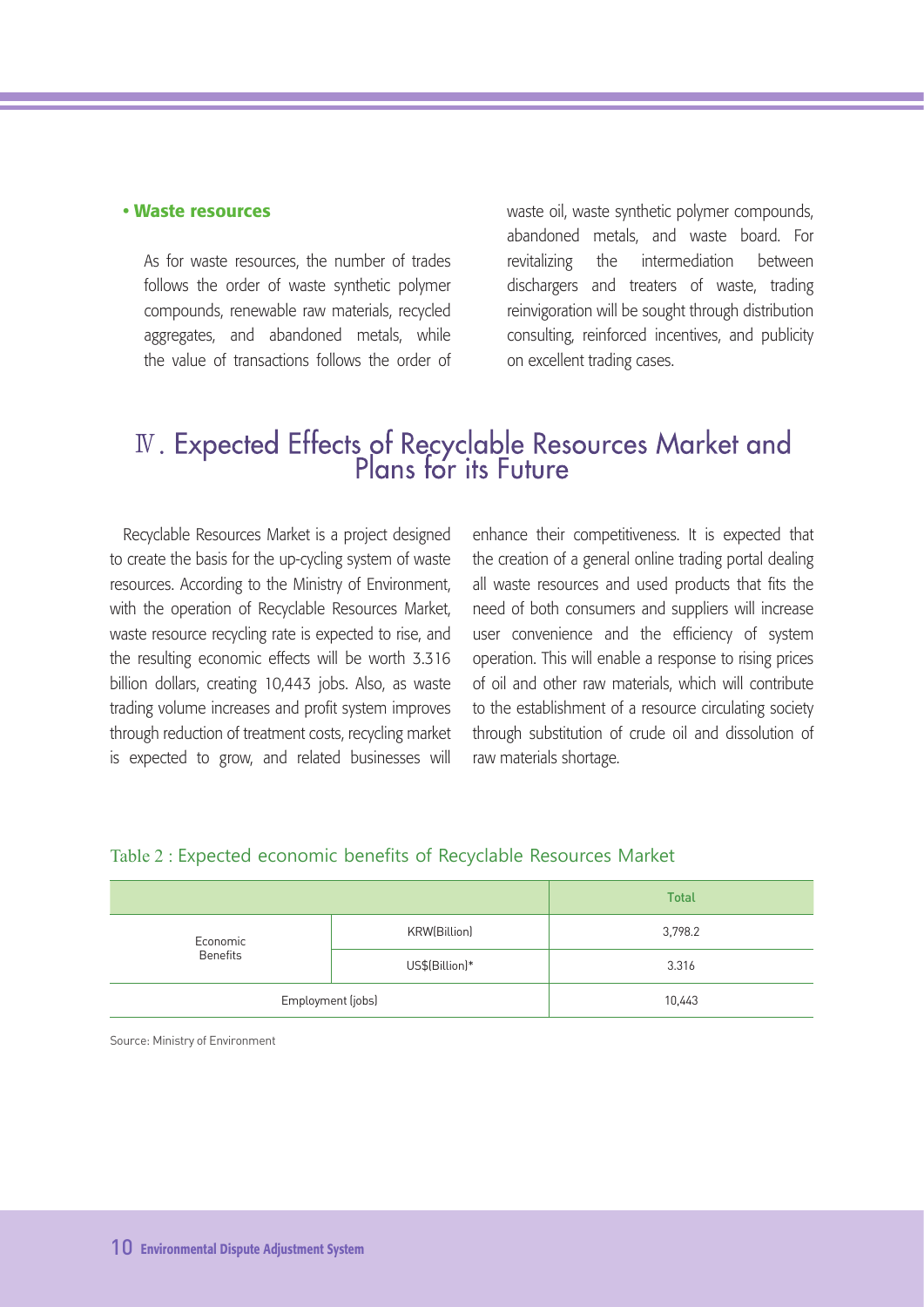**• Waste resources**

As for waste resources, the number of trades follows the order of waste synthetic polymer compounds, renewable raw materials, recycled aggregates, and abandoned metals, while the value of transactions follows the order of waste oil, waste synthetic polymer compounds, abandoned metals, and waste board. For revitalizing the intermediation between dischargers and treaters of waste, trading reinvigoration will be sought through distribution consulting, reinforced incentives, and publicity on excellent trading cases.

# Ⅳ. Expected Effects of Recyclable Resources Market and Plans for its Future

Recyclable Resources Market is a project designed to create the basis for the up-cycling system of waste resources. According to the Ministry of Environment, with the operation of Recyclable Resources Market, waste resource recycling rate is expected to rise, and the resulting economic effects will be worth 3.316 billion dollars, creating 10,443 jobs. Also, as waste trading volume increases and profit system improves through reduction of treatment costs, recycling market is expected to grow, and related businesses will enhance their competitiveness. It is expected that the creation of a general online trading portal dealing all waste resources and used products that fits the need of both consumers and suppliers will increase user convenience and the efficiency of system operation. This will enable a response to rising prices of oil and other raw materials, which will contribute to the establishment of a resource circulating society through substitution of crude oil and dissolution of raw materials shortage.

Table 2 : Expected economic benefits of Recyclable Resources Market

| | | Total |
|---|---|---|
| Economic Benefits | KRW(Billion) | 3,798.2 |
| | US$(Billion)* | 3.316 |
| Employment (jobs) | | 10,443 |

Source: Ministry of Environment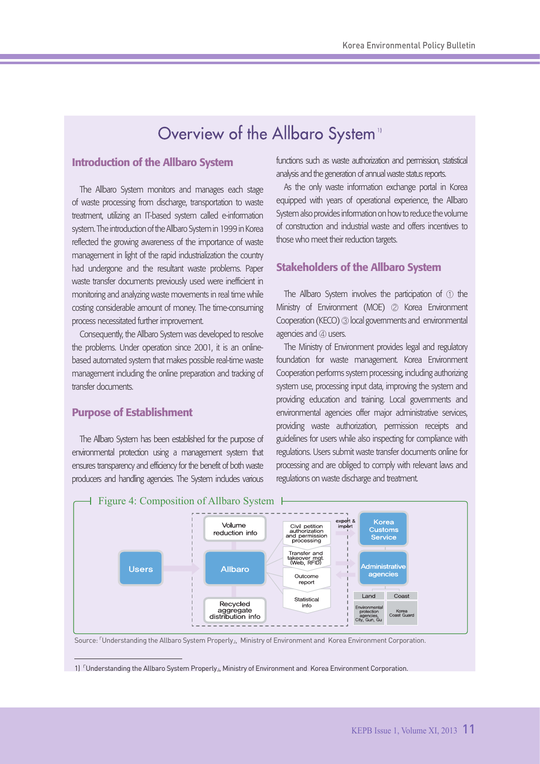# Overview of the Allbaro System[1]

## Introduction of the Allbaro System

The Allbaro System monitors and manages each stage of waste processing from discharge, transportation to waste treatment, utilizing an IT-based system called e-information system. The introduction of the Allbaro System in 1999 in Korea reflected the growing awareness of the importance of waste management in light of the rapid industrialization the country had undergone and the resultant waste problems. Paper waste transfer documents previously used were inefficient in monitoring and analyzing waste movements in real time while costing considerable amount of money. The time-consuming process necessitated further improvement.

Consequently, the Allbaro System was developed to resolve the problems. Under operation since 2001, it is an online-based automated system that makes possible real-time waste management including the online preparation and tracking of transfer documents.

## Purpose of Establishment

The Allbaro System has been established for the purpose of environmental protection using a management system that ensures transparency and efficiency for the benefit of both waste producers and handling agencies. The System includes various functions such as waste authorization and permission, statistical analysis and the generation of annual waste status reports.

As the only waste information exchange portal in Korea equipped with years of operational experience, the Allbaro System also provides information on how to reduce the volume of construction and industrial waste and offers incentives to those who meet their reduction targets.

## Stakeholders of the Allbaro System

The Allbaro System involves the participation of ① the Ministry of Environment (MOE) ② Korea Environment Cooperation (KECO) ③ local governments and environmental agencies and ④ users.

The Ministry of Environment provides legal and regulatory foundation for waste management. Korea Environment Cooperation performs system processing, including authorizing system use, processing input data, improving the system and providing education and training. Local governments and environmental agencies offer major administrative services, providing waste authorization, permission receipts and guidelines for users while also inspecting for compliance with regulations. Users submit waste transfer documents online for processing and are obliged to comply with relevant laws and regulations on waste discharge and treatment.

Figure 4: Composition of Allbaro System

Source: 「Understanding the Allbaro System Properly」, Ministry of Environment and Korea Environment Corporation.

1) 「Understanding the Allbaro System Properly」, Ministry of Environment and Korea Environment Corporation.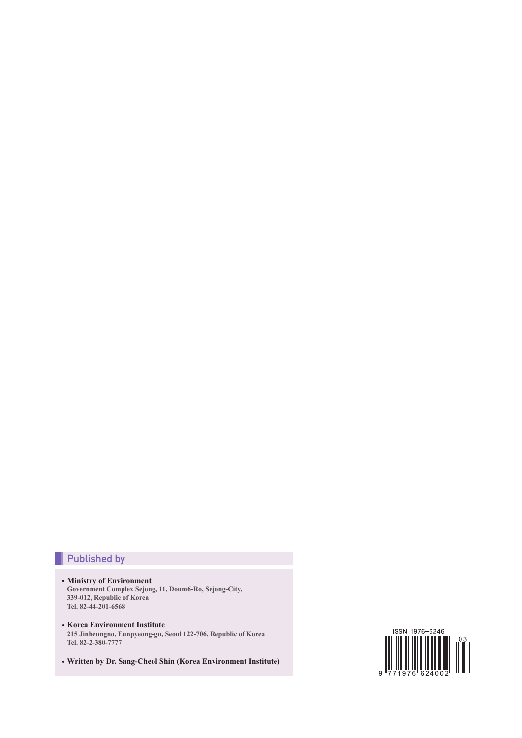## Published by

- **Ministry of Environment**
  **Government Complex Sejong, 11, Doum6-Ro, Sejong-City, 339-012, Republic of Korea**
  **Tel. 82-44-201-6568**

- **Korea Environment Institute**
  **215 Jinheungno, Eunpyeong-gu, Seoul 122-706, Republic of Korea**
  **Tel. 82-2-380-7777**

- **Written by Dr. Sang-Cheol Shin (Korea Environment Institute)**

ISSN 1976-6246

9 771976 624002 03